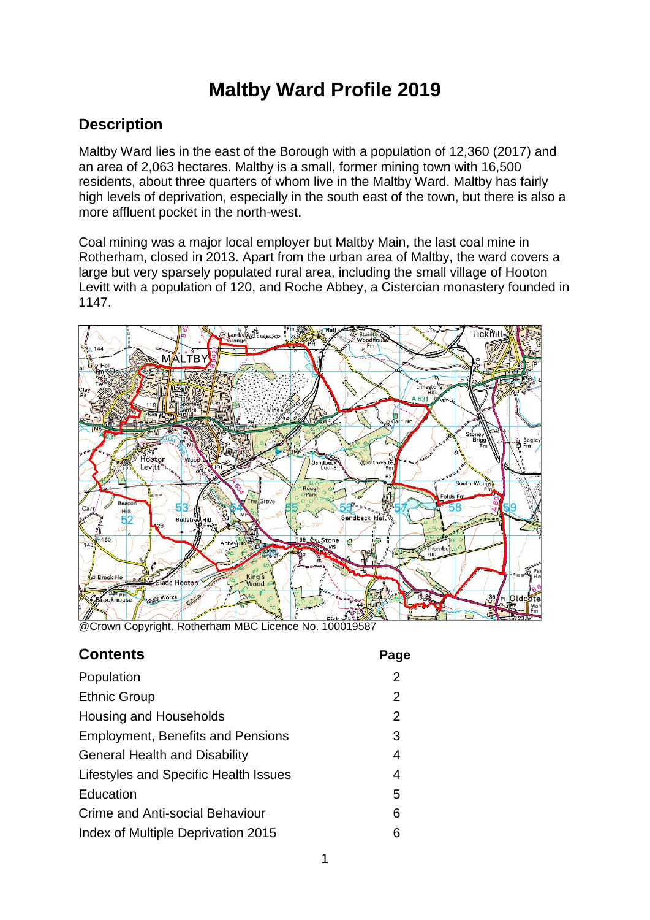# Maltby Ward Profile 2019

## Description

Maltby Ward lies in the east of the Borough with a population of 12,360 (2017) and an area of 2,063 hectares. Maltby is a small, former mining town with 16,500 residents, about three quarters of whom live in the Maltby Ward. Maltby has fairly high levels of deprivation, especially in the south east of the town, but there is also a more affluent pocket in the north-west.

Coal mining was a major local employer but Maltby Main, the last coal mine in Rotherham, closed in 2013. Apart from the urban area of Maltby, the ward covers a large but very sparsely populated rural area, including the small village of Hooton Levitt with a population of 120, and Roche Abbey, a Cistercian monastery founded in 1147.

@Crown Copyright. Rotherham MBC Licence No. 100019587

## Contents

| | Page |
|---|---|
| Population | 2 |
| Ethnic Group | 2 |
| Housing and Households | 2 |
| Employment, Benefits and Pensions | 3 |
| General Health and Disability | 4 |
| Lifestyles and Specific Health Issues | 4 |
| Education | 5 |
| Crime and Anti-social Behaviour | 6 |
| Index of Multiple Deprivation 2015 | 6 |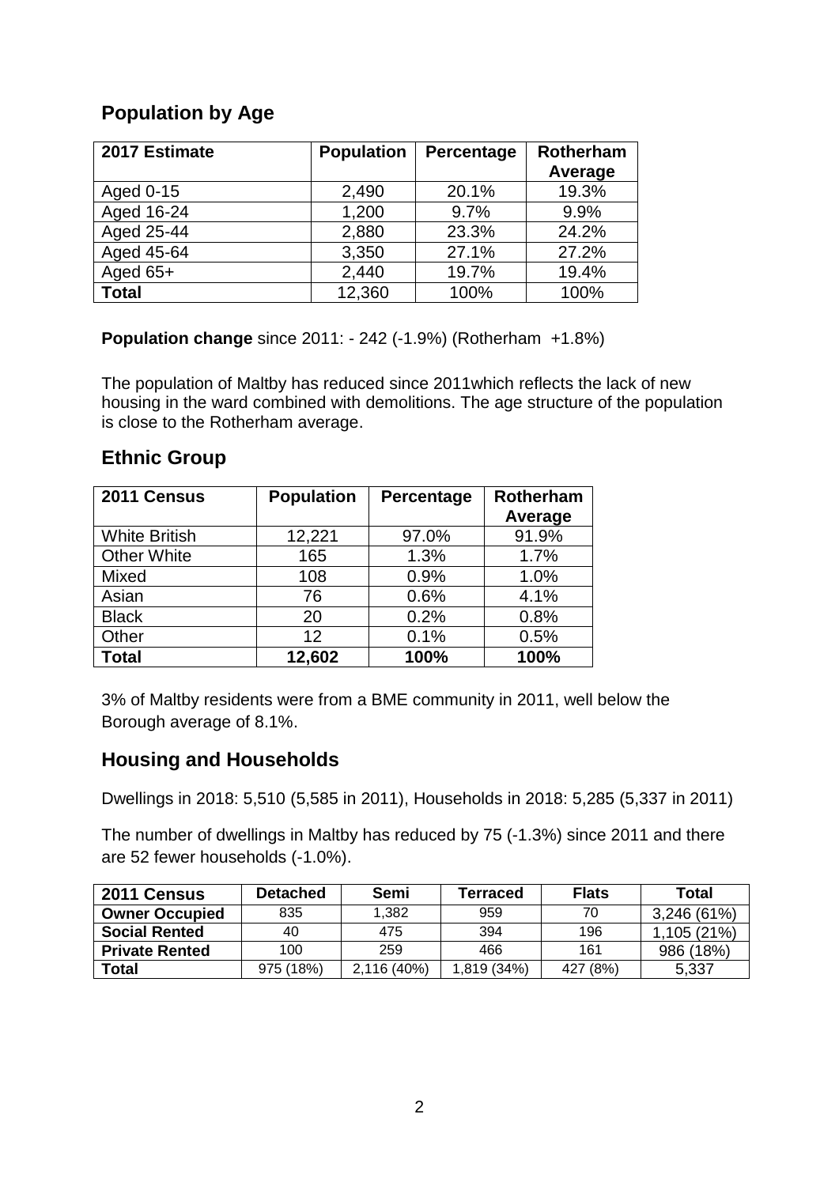## Population by Age

| 2017 Estimate | Population | Percentage | Rotherham Average |
|---|---|---|---|
| Aged 0-15 | 2,490 | 20.1% | 19.3% |
| Aged 16-24 | 1,200 | 9.7% | 9.9% |
| Aged 25-44 | 2,880 | 23.3% | 24.2% |
| Aged 45-64 | 3,350 | 27.1% | 27.2% |
| Aged 65+ | 2,440 | 19.7% | 19.4% |
| **Total** | 12,360 | 100% | 100% |

**Population change** since 2011: - 242 (-1.9%) (Rotherham +1.8%)

The population of Maltby has reduced since 2011which reflects the lack of new housing in the ward combined with demolitions. The age structure of the population is close to the Rotherham average.

## Ethnic Group

| 2011 Census | Population | Percentage | Rotherham Average |
|---|---|---|---|
| White British | 12,221 | 97.0% | 91.9% |
| Other White | 165 | 1.3% | 1.7% |
| Mixed | 108 | 0.9% | 1.0% |
| Asian | 76 | 0.6% | 4.1% |
| Black | 20 | 0.2% | 0.8% |
| Other | 12 | 0.1% | 0.5% |
| **Total** | **12,602** | **100%** | **100%** |

3% of Maltby residents were from a BME community in 2011, well below the Borough average of 8.1%.

## Housing and Households

Dwellings in 2018: 5,510 (5,585 in 2011), Households in 2018: 5,285 (5,337 in 2011)

The number of dwellings in Maltby has reduced by 75 (-1.3%) since 2011 and there are 52 fewer households (-1.0%).

| 2011 Census | Detached | Semi | Terraced | Flats | Total |
|---|---|---|---|---|---|
| **Owner Occupied** | 835 | 1,382 | 959 | 70 | 3,246 (61%) |
| **Social Rented** | 40 | 475 | 394 | 196 | 1,105 (21%) |
| **Private Rented** | 100 | 259 | 466 | 161 | 986 (18%) |
| **Total** | 975 (18%) | 2,116 (40%) | 1,819 (34%) | 427 (8%) | 5,337 |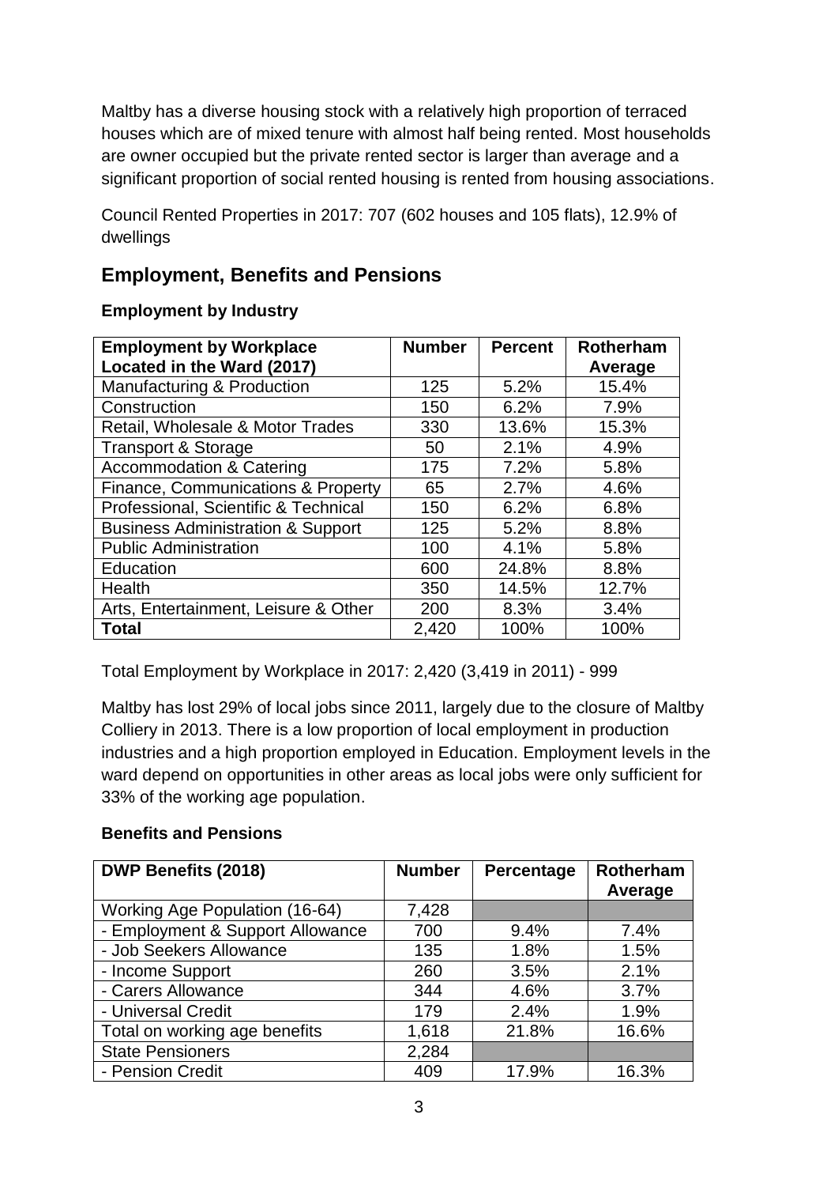Maltby has a diverse housing stock with a relatively high proportion of terraced houses which are of mixed tenure with almost half being rented. Most households are owner occupied but the private rented sector is larger than average and a significant proportion of social rented housing is rented from housing associations.

Council Rented Properties in 2017: 707 (602 houses and 105 flats), 12.9% of dwellings

## Employment, Benefits and Pensions

### Employment by Industry

| Employment by Workplace Located in the Ward (2017) | Number | Percent | Rotherham Average |
|---|---|---|---|
| Manufacturing & Production | 125 | 5.2% | 15.4% |
| Construction | 150 | 6.2% | 7.9% |
| Retail, Wholesale & Motor Trades | 330 | 13.6% | 15.3% |
| Transport & Storage | 50 | 2.1% | 4.9% |
| Accommodation & Catering | 175 | 7.2% | 5.8% |
| Finance, Communications & Property | 65 | 2.7% | 4.6% |
| Professional, Scientific & Technical | 150 | 6.2% | 6.8% |
| Business Administration & Support | 125 | 5.2% | 8.8% |
| Public Administration | 100 | 4.1% | 5.8% |
| Education | 600 | 24.8% | 8.8% |
| Health | 350 | 14.5% | 12.7% |
| Arts, Entertainment, Leisure & Other | 200 | 8.3% | 3.4% |
| **Total** | 2,420 | 100% | 100% |

Total Employment by Workplace in 2017: 2,420 (3,419 in 2011) - 999

Maltby has lost 29% of local jobs since 2011, largely due to the closure of Maltby Colliery in 2013. There is a low proportion of local employment in production industries and a high proportion employed in Education. Employment levels in the ward depend on opportunities in other areas as local jobs were only sufficient for 33% of the working age population.

### Benefits and Pensions

| DWP Benefits (2018) | Number | Percentage | Rotherham Average |
|---|---|---|---|
| Working Age Population (16-64) | 7,428 | | |
| - Employment & Support Allowance | 700 | 9.4% | 7.4% |
| - Job Seekers Allowance | 135 | 1.8% | 1.5% |
| - Income Support | 260 | 3.5% | 2.1% |
| - Carers Allowance | 344 | 4.6% | 3.7% |
| - Universal Credit | 179 | 2.4% | 1.9% |
| Total on working age benefits | 1,618 | 21.8% | 16.6% |
| State Pensioners | 2,284 | | |
| - Pension Credit | 409 | 17.9% | 16.3% |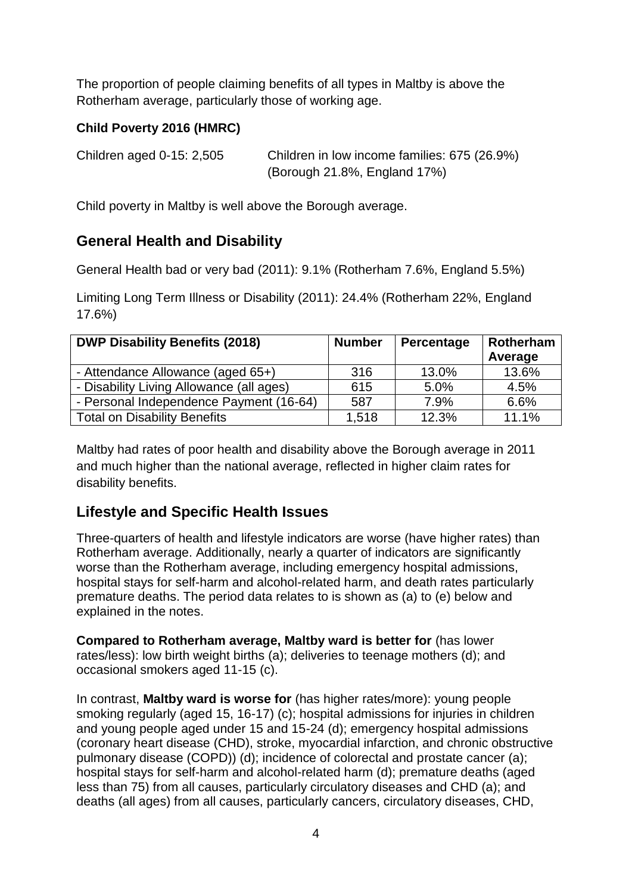The proportion of people claiming benefits of all types in Maltby is above the Rotherham average, particularly those of working age.

**Child Poverty 2016 (HMRC)**

Children aged 0-15: 2,505 — Children in low income families: 675 (26.9%) (Borough 21.8%, England 17%)

Child poverty in Maltby is well above the Borough average.

## General Health and Disability

General Health bad or very bad (2011): 9.1% (Rotherham 7.6%, England 5.5%)

Limiting Long Term Illness or Disability (2011): 24.4% (Rotherham 22%, England 17.6%)

| DWP Disability Benefits (2018) | Number | Percentage | Rotherham Average |
|---|---|---|---|
| - Attendance Allowance (aged 65+) | 316 | 13.0% | 13.6% |
| - Disability Living Allowance (all ages) | 615 | 5.0% | 4.5% |
| - Personal Independence Payment (16-64) | 587 | 7.9% | 6.6% |
| Total on Disability Benefits | 1,518 | 12.3% | 11.1% |

Maltby had rates of poor health and disability above the Borough average in 2011 and much higher than the national average, reflected in higher claim rates for disability benefits.

## Lifestyle and Specific Health Issues

Three-quarters of health and lifestyle indicators are worse (have higher rates) than Rotherham average. Additionally, nearly a quarter of indicators are significantly worse than the Rotherham average, including emergency hospital admissions, hospital stays for self-harm and alcohol-related harm, and death rates particularly premature deaths. The period data relates to is shown as (a) to (e) below and explained in the notes.

**Compared to Rotherham average, Maltby ward is better for** (has lower rates/less): low birth weight births (a); deliveries to teenage mothers (d); and occasional smokers aged 11-15 (c).

In contrast, **Maltby ward is worse for** (has higher rates/more): young people smoking regularly (aged 15, 16-17) (c); hospital admissions for injuries in children and young people aged under 15 and 15-24 (d); emergency hospital admissions (coronary heart disease (CHD), stroke, myocardial infarction, and chronic obstructive pulmonary disease (COPD)) (d); incidence of colorectal and prostate cancer (a); hospital stays for self-harm and alcohol-related harm (d); premature deaths (aged less than 75) from all causes, particularly circulatory diseases and CHD (a); and deaths (all ages) from all causes, particularly cancers, circulatory diseases, CHD,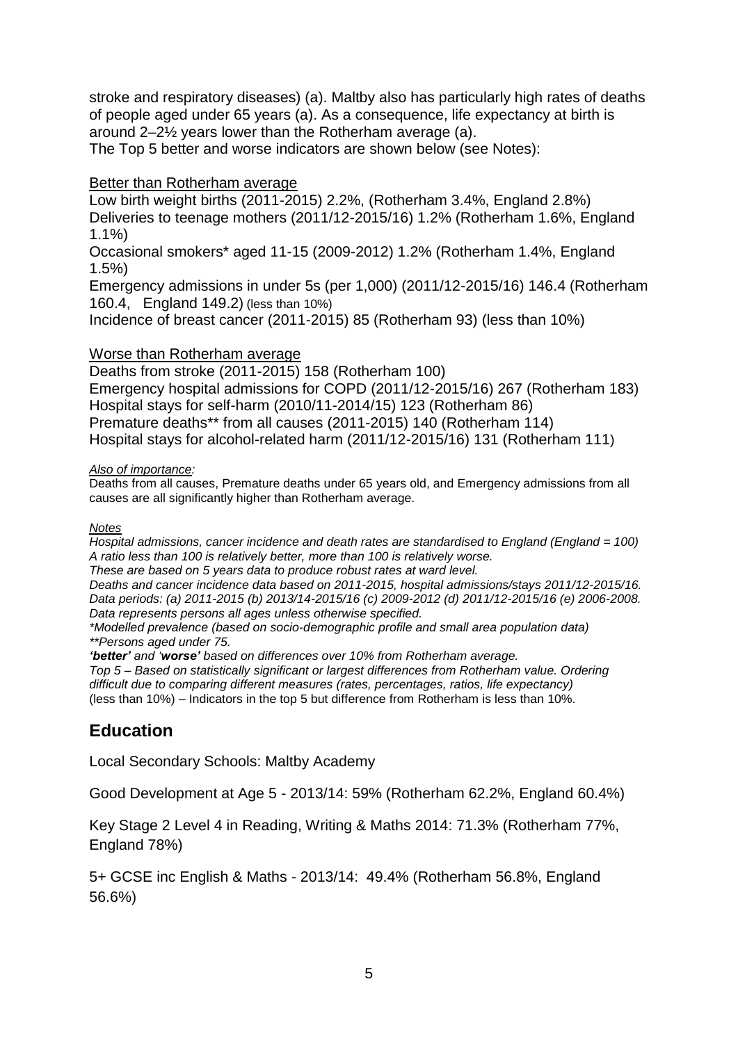stroke and respiratory diseases) (a). Maltby also has particularly high rates of deaths of people aged under 65 years (a). As a consequence, life expectancy at birth is around 2–2½ years lower than the Rotherham average (a).
The Top 5 better and worse indicators are shown below (see Notes):

<u>Better than Rotherham average</u>
Low birth weight births (2011-2015) 2.2%, (Rotherham 3.4%, England 2.8%)
Deliveries to teenage mothers (2011/12-2015/16) 1.2% (Rotherham 1.6%, England 1.1%)
Occasional smokers* aged 11-15 (2009-2012) 1.2% (Rotherham 1.4%, England 1.5%)
Emergency admissions in under 5s (per 1,000) (2011/12-2015/16) 146.4 (Rotherham 160.4, England 149.2) (less than 10%)
Incidence of breast cancer (2011-2015) 85 (Rotherham 93) (less than 10%)

<u>Worse than Rotherham average</u>
Deaths from stroke (2011-2015) 158 (Rotherham 100)
Emergency hospital admissions for COPD (2011/12-2015/16) 267 (Rotherham 183)
Hospital stays for self-harm (2010/11-2014/15) 123 (Rotherham 86)
Premature deaths** from all causes (2011-2015) 140 (Rotherham 114)
Hospital stays for alcohol-related harm (2011/12-2015/16) 131 (Rotherham 111)

*<u>Also of importance</u>:*
Deaths from all causes, Premature deaths under 65 years old, and Emergency admissions from all causes are all significantly higher than Rotherham average.

*<u>Notes</u>*
*Hospital admissions, cancer incidence and death rates are standardised to England (England = 100)*
*A ratio less than 100 is relatively better, more than 100 is relatively worse.*
*These are based on 5 years data to produce robust rates at ward level.*
*Deaths and cancer incidence data based on 2011-2015, hospital admissions/stays 2011/12-2015/16.*
*Data periods: (a) 2011-2015 (b) 2013/14-2015/16 (c) 2009-2012 (d) 2011/12-2015/16 (e) 2006-2008.*
*Data represents persons all ages unless otherwise specified.*
*\*Modelled prevalence (based on socio-demographic profile and small area population data)*
*\*\*Persons aged under 75.*
***'better'** and '**worse'** based on differences over 10% from Rotherham average.*
*Top 5 – Based on statistically significant or largest differences from Rotherham value. Ordering difficult due to comparing different measures (rates, percentages, ratios, life expectancy)*
(less than 10%) – Indicators in the top 5 but difference from Rotherham is less than 10%.

## Education

Local Secondary Schools: Maltby Academy

Good Development at Age 5 - 2013/14: 59% (Rotherham 62.2%, England 60.4%)

Key Stage 2 Level 4 in Reading, Writing & Maths 2014: 71.3% (Rotherham 77%, England 78%)

5+ GCSE inc English & Maths - 2013/14: 49.4% (Rotherham 56.8%, England 56.6%)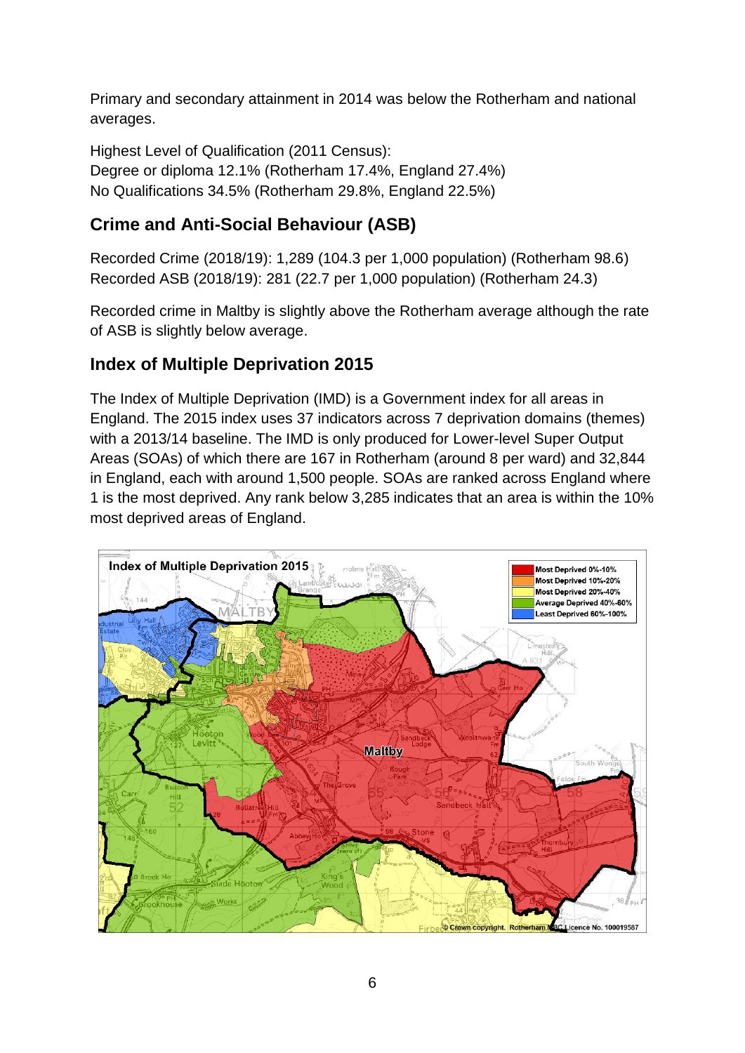Primary and secondary attainment in 2014 was below the Rotherham and national averages.

Highest Level of Qualification (2011 Census):
Degree or diploma 12.1% (Rotherham 17.4%, England 27.4%)
No Qualifications 34.5% (Rotherham 29.8%, England 22.5%)

## Crime and Anti-Social Behaviour (ASB)

Recorded Crime (2018/19): 1,289 (104.3 per 1,000 population) (Rotherham 98.6)
Recorded ASB (2018/19): 281 (22.7 per 1,000 population) (Rotherham 24.3)

Recorded crime in Maltby is slightly above the Rotherham average although the rate of ASB is slightly below average.

## Index of Multiple Deprivation 2015

The Index of Multiple Deprivation (IMD) is a Government index for all areas in England. The 2015 index uses 37 indicators across 7 deprivation domains (themes) with a 2013/14 baseline. The IMD is only produced for Lower-level Super Output Areas (SOAs) of which there are 167 in Rotherham (around 8 per ward) and 32,844 in England, each with around 1,500 people. SOAs are ranked across England where 1 is the most deprived. Any rank below 3,285 indicates that an area is within the 10% most deprived areas of England.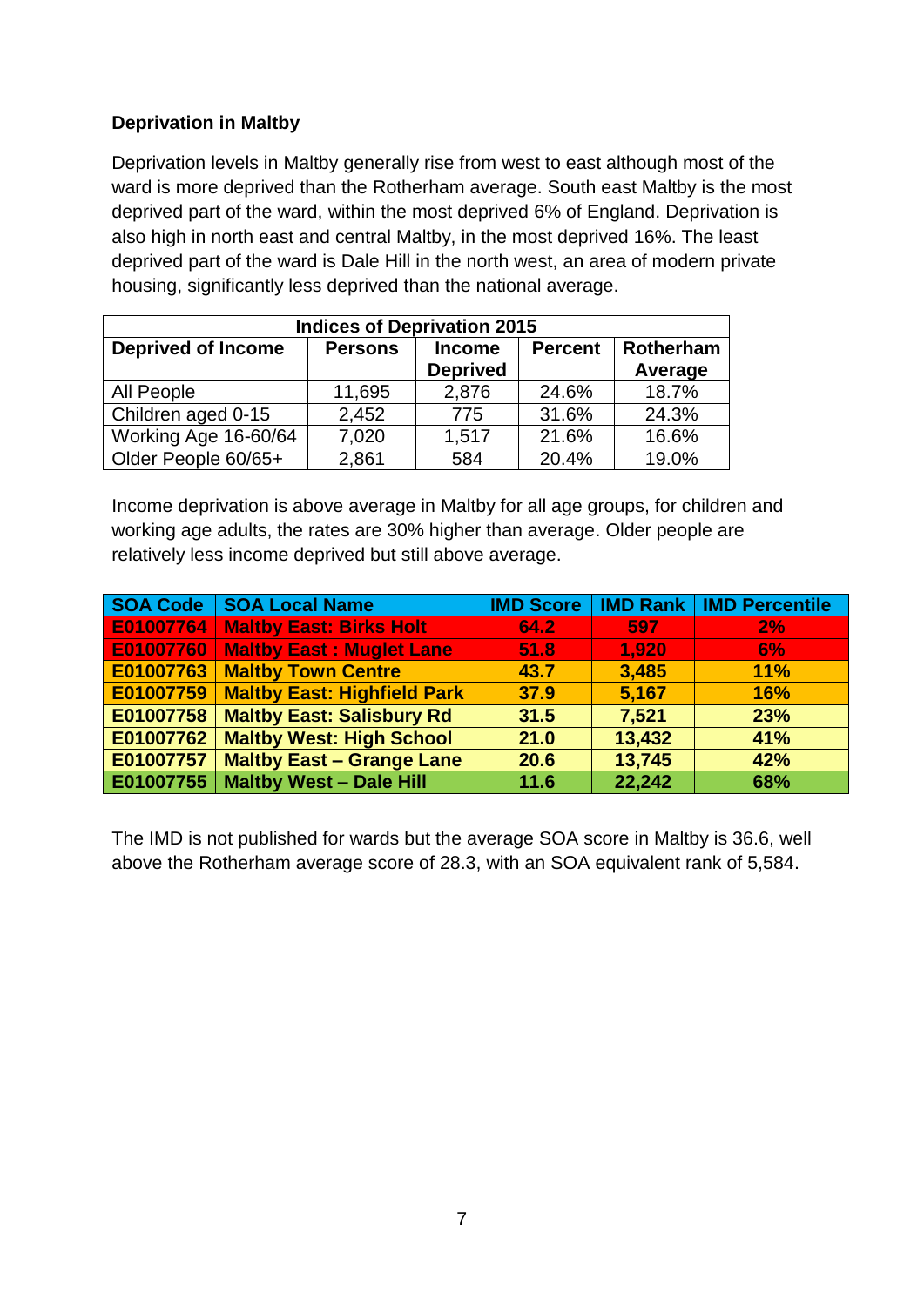**Deprivation in Maltby**

Deprivation levels in Maltby generally rise from west to east although most of the ward is more deprived than the Rotherham average. South east Maltby is the most deprived part of the ward, within the most deprived 6% of England. Deprivation is also high in north east and central Maltby, in the most deprived 16%. The least deprived part of the ward is Dale Hill in the north west, an area of modern private housing, significantly less deprived than the national average.

| Indices of Deprivation 2015 | | | | |
|---|---|---|---|---|
| **Deprived of Income** | **Persons** | **Income Deprived** | **Percent** | **Rotherham Average** |
| All People | 11,695 | 2,876 | 24.6% | 18.7% |
| Children aged 0-15 | 2,452 | 775 | 31.6% | 24.3% |
| Working Age 16-60/64 | 7,020 | 1,517 | 21.6% | 16.6% |
| Older People 60/65+ | 2,861 | 584 | 20.4% | 19.0% |

Income deprivation is above average in Maltby for all age groups, for children and working age adults, the rates are 30% higher than average. Older people are relatively less income deprived but still above average.

| SOA Code | SOA Local Name | IMD Score | IMD Rank | IMD Percentile |
|---|---|---|---|---|
| **E01007764** | **Maltby East: Birks Holt** | **64.2** | **597** | **2%** |
| **E01007760** | **Maltby East : Muglet Lane** | **51.8** | **1,920** | **6%** |
| **E01007763** | **Maltby Town Centre** | **43.7** | **3,485** | **11%** |
| **E01007759** | **Maltby East: Highfield Park** | **37.9** | **5,167** | **16%** |
| **E01007758** | **Maltby East: Salisbury Rd** | **31.5** | **7,521** | **23%** |
| **E01007762** | **Maltby West: High School** | **21.0** | **13,432** | **41%** |
| **E01007757** | **Maltby East – Grange Lane** | **20.6** | **13,745** | **42%** |
| **E01007755** | **Maltby West – Dale Hill** | **11.6** | **22,242** | **68%** |

The IMD is not published for wards but the average SOA score in Maltby is 36.6, well above the Rotherham average score of 28.3, with an SOA equivalent rank of 5,584.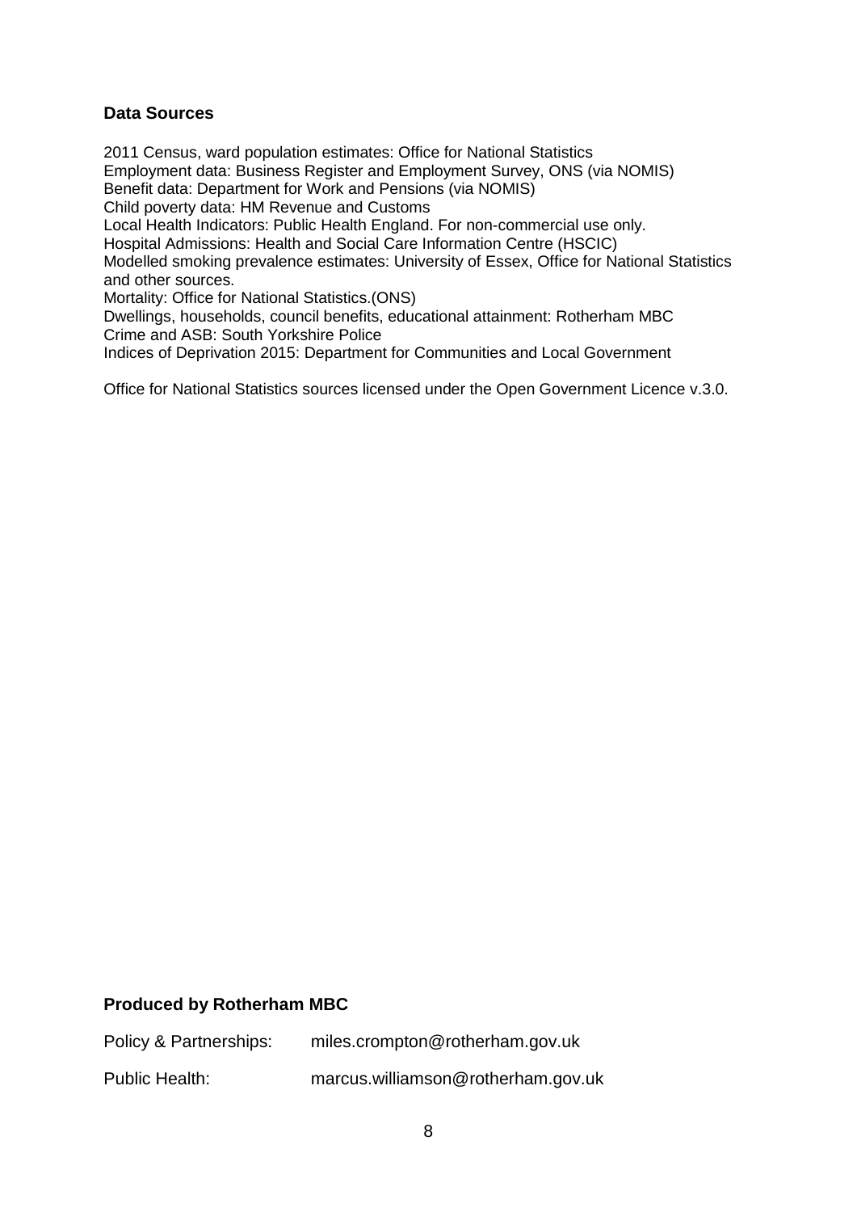## Data Sources

2011 Census, ward population estimates: Office for National Statistics
Employment data: Business Register and Employment Survey, ONS (via NOMIS)
Benefit data: Department for Work and Pensions (via NOMIS)
Child poverty data: HM Revenue and Customs
Local Health Indicators: Public Health England. For non-commercial use only.
Hospital Admissions: Health and Social Care Information Centre (HSCIC)
Modelled smoking prevalence estimates: University of Essex, Office for National Statistics and other sources.
Mortality: Office for National Statistics.(ONS)
Dwellings, households, council benefits, educational attainment: Rotherham MBC
Crime and ASB: South Yorkshire Police
Indices of Deprivation 2015: Department for Communities and Local Government

Office for National Statistics sources licensed under the Open Government Licence v.3.0.

**Produced by Rotherham MBC**

Policy & Partnerships: miles.crompton@rotherham.gov.uk

Public Health: marcus.williamson@rotherham.gov.uk